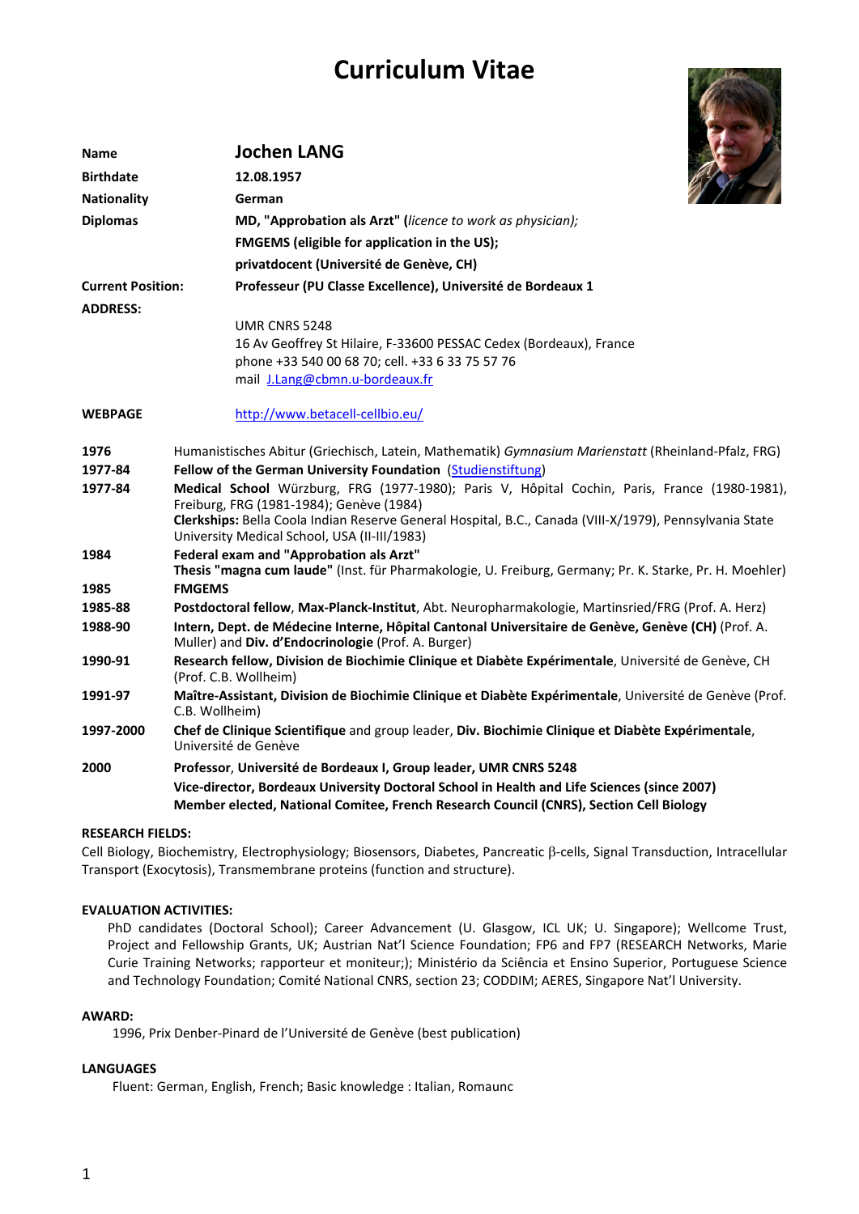# Curriculum Vitae

| | |
|---|---|
| **Name** | **Jochen LANG** |
| **Birthdate** | **12.08.1957** |
| **Nationality** | **German** |
| **Diplomas** | **MD, "Approbation als Arzt" (*licence to work as physician*);** |
| | **FMGEMS (eligible for application in the US);** |
| | **privatdocent (Université de Genève, CH)** |
| **Current Position:** | **Professeur (PU Classe Excellence), Université de Bordeaux 1** |
| **ADDRESS:** | UMR CNRS 5248<br>16 Av Geoffrey St Hilaire, F-33600 PESSAC Cedex (Bordeaux), France<br>phone +33 540 00 68 70; cell. +33 6 33 75 57 76<br>mail J.Lang@cbmn.u-bordeaux.fr |
| **WEBPAGE** | http://www.betacell-cellbio.eu/ |

| | |
|---|---|
| **1976** | Humanistisches Abitur (Griechisch, Latein, Mathematik) *Gymnasium Marienstatt* (Rheinland-Pfalz, FRG) |
| **1977-84** | **Fellow of the German University Foundation** (Studienstiftung) |
| **1977-84** | **Medical School** Würzburg, FRG (1977-1980); Paris V, Hôpital Cochin, Paris, France (1980-1981), Freiburg, FRG (1981-1984); Genève (1984)<br>**Clerkships:** Bella Coola Indian Reserve General Hospital, B.C., Canada (VIII-X/1979), Pennsylvania State University Medical School, USA (II-III/1983) |
| **1984** | **Federal exam and "Approbation als Arzt"**<br>**Thesis "magna cum laude"** (Inst. für Pharmakologie, U. Freiburg, Germany; Pr. K. Starke, Pr. H. Moehler) |
| **1985** | **FMGEMS** |
| **1985-88** | **Postdoctoral fellow**, **Max-Planck-Institut**, Abt. Neuropharmakologie, Martinsried/FRG (Prof. A. Herz) |
| **1988-90** | **Intern, Dept. de Médecine Interne, Hôpital Cantonal Universitaire de Genève, Genève (CH)** (Prof. A. Muller) and **Div. d'Endocrinologie** (Prof. A. Burger) |
| **1990-91** | **Research fellow, Division de Biochimie Clinique et Diabète Expérimentale**, Université de Genève, CH (Prof. C.B. Wollheim) |
| **1991-97** | **Maître-Assistant, Division de Biochimie Clinique et Diabète Expérimentale**, Université de Genève (Prof. C.B. Wollheim) |
| **1997-2000** | **Chef de Clinique Scientifique** and group leader, **Div. Biochimie Clinique et Diabète Expérimentale**, Université de Genève |
| **2000** | **Professor, Université de Bordeaux I, Group leader, UMR CNRS 5248**<br>**Vice-director, Bordeaux University Doctoral School in Health and Life Sciences (since 2007)**<br>**Member elected, National Comitee, French Research Council (CNRS), Section Cell Biology** |

**RESEARCH FIELDS:**

Cell Biology, Biochemistry, Electrophysiology; Biosensors, Diabetes, Pancreatic $\beta$-cells, Signal Transduction, Intracellular Transport (Exocytosis), Transmembrane proteins (function and structure).

**EVALUATION ACTIVITIES:**

PhD candidates (Doctoral School); Career Advancement (U. Glasgow, ICL UK; U. Singapore); Wellcome Trust, Project and Fellowship Grants, UK; Austrian Nat'l Science Foundation; FP6 and FP7 (RESEARCH Networks, Marie Curie Training Networks; rapporteur et moniteur;); Ministério da Sciência et Ensino Superior, Portuguese Science and Technology Foundation; Comité National CNRS, section 23; CODDIM; AERES, Singapore Nat'l University.

**AWARD:**

1996, Prix Denber-Pinard de l'Université de Genève (best publication)

**LANGUAGES**

Fluent: German, English, French; Basic knowledge : Italian, Romaunc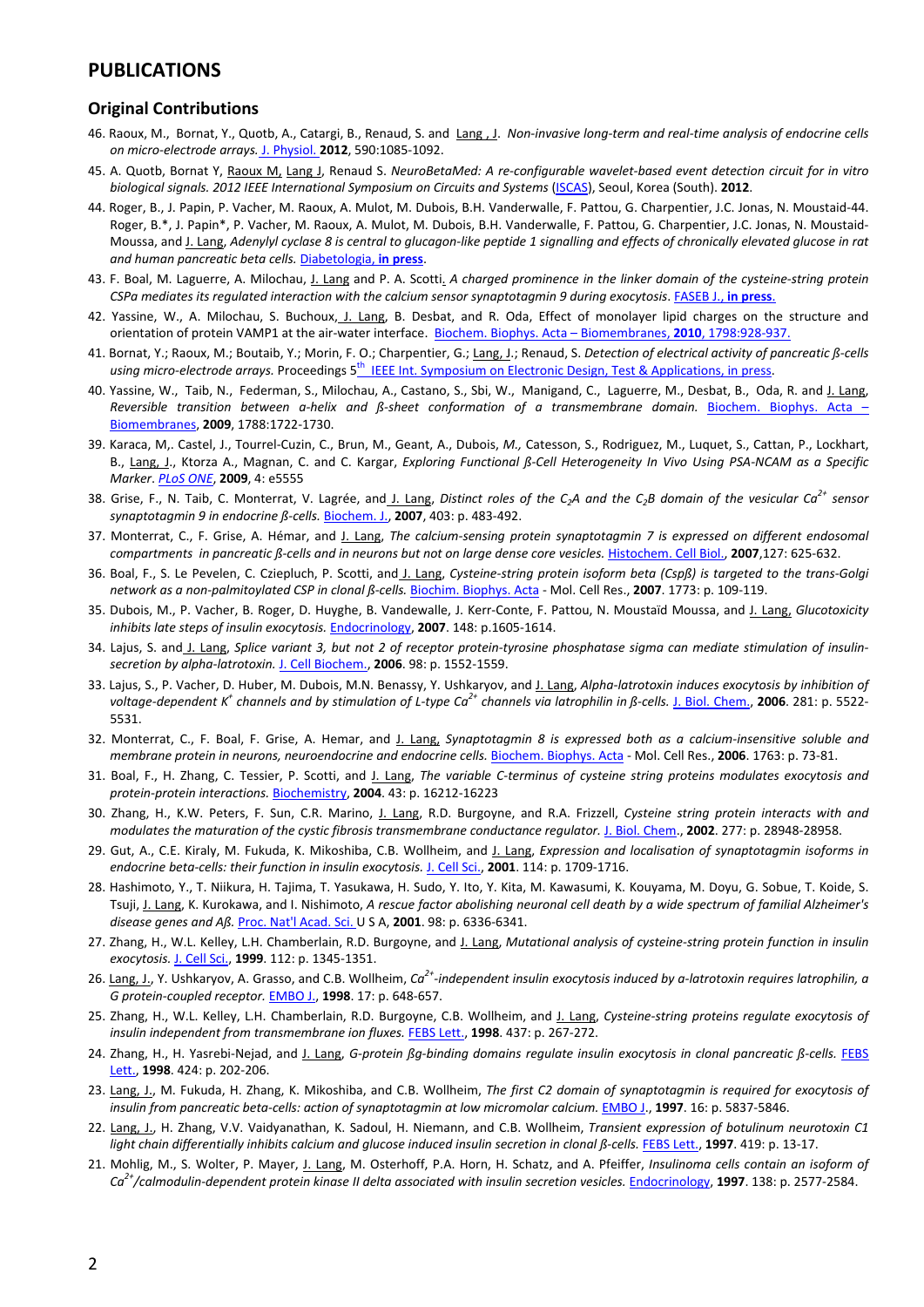## PUBLICATIONS

### Original Contributions

46. Raoux, M., Bornat, Y., Quotb, A., Catargi, B., Renaud, S. and Lang , J. *Non-invasive long-term and real-time analysis of endocrine cells on micro-electrode arrays.* J. Physiol. **2012**, 590:1085-1092.

45. A. Quotb, Bornat Y, Raoux M, Lang J, Renaud S. *NeuroBetaMed: A re-configurable wavelet-based event detection circuit for in vitro biological signals. 2012 IEEE International Symposium on Circuits and Systems* (ISCAS), Seoul, Korea (South). **2012**.

44. Roger, B., J. Papin, P. Vacher, M. Raoux, A. Mulot, M. Dubois, B.H. Vanderwalle, F. Pattou, G. Charpentier, J.C. Jonas, N. Moustaid-44. Roger, B.*, J. Papin*, P. Vacher, M. Raoux, A. Mulot, M. Dubois, B.H. Vanderwalle, F. Pattou, G. Charpentier, J.C. Jonas, N. Moustaid-Moussa, and J. Lang, *Adenylyl cyclase 8 is central to glucagon-like peptide 1 signalling and effects of chronically elevated glucose in rat and human pancreatic beta cells.* Diabetologia, **in press**.

43. F. Boal, M. Laguerre, A. Milochau, J. Lang and P. A. Scotti. *A charged prominence in the linker domain of the cysteine-string protein CSPα mediates its regulated interaction with the calcium sensor synaptotagmin 9 during exocytosis*. FASEB J., **in press**.

42. Yassine, W., A. Milochau, S. Buchoux, J. Lang, B. Desbat, and R. Oda, Effect of monolayer lipid charges on the structure and orientation of protein VAMP1 at the air-water interface. Biochem. Biophys. Acta – Biomembranes, **2010**, 1798:928-937.

41. Bornat, Y.; Raoux, M.; Boutaib, Y.; Morin, F. O.; Charpentier, G.; Lang, J.; Renaud, S. *Detection of electrical activity of pancreatic ß-cells using micro-electrode arrays.* Proceedings 5th IEEE Int. Symposium on Electronic Design, Test & Applications, in press.

40. Yassine, W., Taib, N., Federman, S., Milochau, A., Castano, S., Sbi, W., Manigand, C., Laguerre, M., Desbat, B., Oda, R. and J. Lang, *Reversible transition between α-helix and β-sheet conformation of a transmembrane domain.* Biochem. Biophys. Acta – Biomembranes, **2009**, 1788:1722-1730.

39. Karaca, M,. Castel, J., Tourrel-Cuzin, C., Brun, M., Geant, A., Dubois, *M.,* Catesson, S., Rodriguez, M., Luquet, S., Cattan, P., Lockhart, B., Lang, J., Ktorza A., Magnan, C. and C. Kargar, *Exploring Functional ß-Cell Heterogeneity In Vivo Using PSA-NCAM as a Specific Marker*. *PLoS ONE*, **2009**, 4: e5555

38. Grise, F., N. Taib, C. Monterrat, V. Lagrée, and J. Lang, *Distinct roles of the $C_2A$ and the $C_2B$ domain of the vesicular $Ca^{2+}$ sensor synaptotagmin 9 in endocrine β-cells.* Biochem. J., **2007**, 403: p. 483-492.

37. Monterrat, C., F. Grise, A. Hémar, and J. Lang, *The calcium-sensing protein synaptotagmin 7 is expressed on different endosomal compartments in pancreatic β-cells and in neurons but not on large dense core vesicles.* Histochem. Cell Biol., **2007**,127: 625-632.

36. Boal, F., S. Le Pevelen, C. Cziepluch, P. Scotti, and J. Lang, *Cysteine-string protein isoform beta (Cspβ) is targeted to the trans-Golgi network as a non-palmitoylated CSP in clonal β-cells.* Biochim. Biophys. Acta - Mol. Cell Res., **2007**. 1773: p. 109-119.

35. Dubois, M., P. Vacher, B. Roger, D. Huyghe, B. Vandewalle, J. Kerr-Conte, F. Pattou, N. Moustaïd Moussa, and J. Lang, *Glucotoxicity inhibits late steps of insulin exocytosis.* Endocrinology, **2007**. 148: p.1605-1614.

34. Lajus, S. and J. Lang, *Splice variant 3, but not 2 of receptor protein-tyrosine phosphatase sigma can mediate stimulation of insulin-secretion by alpha-latrotoxin.* J. Cell Biochem., **2006**. 98: p. 1552-1559.

33. Lajus, S., P. Vacher, D. Huber, M. Dubois, M.N. Benassy, Y. Ushkaryov, and J. Lang, *Alpha-latrotoxin induces exocytosis by inhibition of voltage-dependent $K^+$ channels and by stimulation of L-type $Ca^{2+}$ channels via latrophilin in β-cells.* J. Biol. Chem., **2006**. 281: p. 5522-5531.

32. Monterrat, C., F. Boal, F. Grise, A. Hemar, and J. Lang, *Synaptotagmin 8 is expressed both as a calcium-insensitive soluble and membrane protein in neurons, neuroendocrine and endocrine cells.* Biochem. Biophys. Acta - Mol. Cell Res., **2006**. 1763: p. 73-81.

31. Boal, F., H. Zhang, C. Tessier, P. Scotti, and J. Lang, *The variable C-terminus of cysteine string proteins modulates exocytosis and protein-protein interactions.* Biochemistry, **2004**. 43: p. 16212-16223

30. Zhang, H., K.W. Peters, F. Sun, C.R. Marino, J. Lang, R.D. Burgoyne, and R.A. Frizzell, *Cysteine string protein interacts with and modulates the maturation of the cystic fibrosis transmembrane conductance regulator.* J. Biol. Chem., **2002**. 277: p. 28948-28958.

29. Gut, A., C.E. Kiraly, M. Fukuda, K. Mikoshiba, C.B. Wollheim, and J. Lang, *Expression and localisation of synaptotagmin isoforms in endocrine beta-cells: their function in insulin exocytosis.* J. Cell Sci., **2001**. 114: p. 1709-1716.

28. Hashimoto, Y., T. Niikura, H. Tajima, T. Yasukawa, H. Sudo, Y. Ito, Y. Kita, M. Kawasumi, K. Kouyama, M. Doyu, G. Sobue, T. Koide, S. Tsuji, J. Lang, K. Kurokawa, and I. Nishimoto, *A rescue factor abolishing neuronal cell death by a wide spectrum of familial Alzheimer's disease genes and Aβ.* Proc. Nat'l Acad. Sci. U S A, **2001**. 98: p. 6336-6341.

27. Zhang, H., W.L. Kelley, L.H. Chamberlain, R.D. Burgoyne, and J. Lang, *Mutational analysis of cysteine-string protein function in insulin exocytosis.* J. Cell Sci., **1999**. 112: p. 1345-1351.

26. Lang, J., Y. Ushkaryov, A. Grasso, and C.B. Wollheim, *$Ca^{2+}$-independent insulin exocytosis induced by α-latrotoxin requires latrophilin, a G protein-coupled receptor.* EMBO J., **1998**. 17: p. 648-657.

25. Zhang, H., W.L. Kelley, L.H. Chamberlain, R.D. Burgoyne, C.B. Wollheim, and J. Lang, *Cysteine-string proteins regulate exocytosis of insulin independent from transmembrane ion fluxes.* FEBS Lett., **1998**. 437: p. 267-272.

24. Zhang, H., H. Yasrebi-Nejad, and J. Lang, *G-protein ßg-binding domains regulate insulin exocytosis in clonal pancreatic β-cells.* FEBS Lett., **1998**. 424: p. 202-206.

23. Lang, J., M. Fukuda, H. Zhang, K. Mikoshiba, and C.B. Wollheim, *The first C2 domain of synaptotagmin is required for exocytosis of insulin from pancreatic beta-cells: action of synaptotagmin at low micromolar calcium.* EMBO J., **1997**. 16: p. 5837-5846.

22. Lang, J., H. Zhang, V.V. Vaidyanathan, K. Sadoul, H. Niemann, and C.B. Wollheim, *Transient expression of botulinum neurotoxin C1 light chain differentially inhibits calcium and glucose induced insulin secretion in clonal β-cells.* FEBS Lett., **1997**. 419: p. 13-17.

21. Mohlig, M., S. Wolter, P. Mayer, J. Lang, M. Osterhoff, P.A. Horn, H. Schatz, and A. Pfeiffer, *Insulinoma cells contain an isoform of $Ca^{2+}$/calmodulin-dependent protein kinase II delta associated with insulin secretion vesicles.* Endocrinology, **1997**. 138: p. 2577-2584.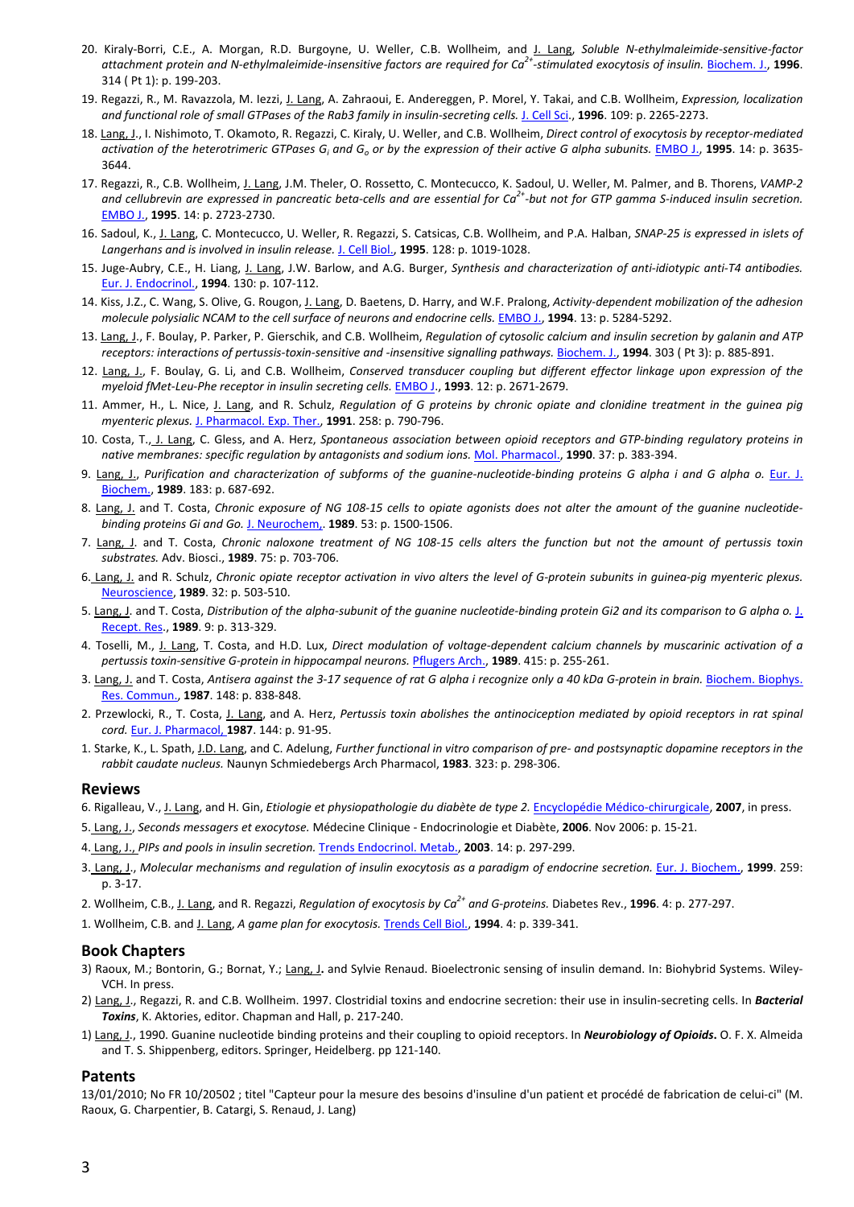20. Kiraly-Borri, C.E., A. Morgan, R.D. Burgoyne, U. Weller, C.B. Wollheim, and J. Lang, *Soluble N-ethylmaleimide-sensitive-factor attachment protein and N-ethylmaleimide-insensitive factors are required for $Ca^{2+}$-stimulated exocytosis of insulin.* Biochem. J., **1996**. 314 ( Pt 1): p. 199-203.

19. Regazzi, R., M. Ravazzola, M. Iezzi, J. Lang, A. Zahraoui, E. Andereggen, P. Morel, Y. Takai, and C.B. Wollheim, *Expression, localization and functional role of small GTPases of the Rab3 family in insulin-secreting cells.* J. Cell Sci., **1996**. 109: p. 2265-2273.

18. Lang, J., I. Nishimoto, T. Okamoto, R. Regazzi, C. Kiraly, U. Weller, and C.B. Wollheim, *Direct control of exocytosis by receptor-mediated activation of the heterotrimeric GTPases $G_i$ and $G_o$ or by the expression of their active G alpha subunits.* EMBO J., **1995**. 14: p. 3635-3644.

17. Regazzi, R., C.B. Wollheim, J. Lang, J.M. Theler, O. Rossetto, C. Montecucco, K. Sadoul, U. Weller, M. Palmer, and B. Thorens, *VAMP-2 and cellubrevin are expressed in pancreatic beta-cells and are essential for $Ca^{2+}$-but not for GTP gamma S-induced insulin secretion.* EMBO J., **1995**. 14: p. 2723-2730.

16. Sadoul, K., J. Lang, C. Montecucco, U. Weller, R. Regazzi, S. Catsicas, C.B. Wollheim, and P.A. Halban, *SNAP-25 is expressed in islets of Langerhans and is involved in insulin release.* J. Cell Biol., **1995**. 128: p. 1019-1028.

15. Juge-Aubry, C.E., H. Liang, J. Lang, J.W. Barlow, and A.G. Burger, *Synthesis and characterization of anti-idiotypic anti-T4 antibodies.* Eur. J. Endocrinol., **1994**. 130: p. 107-112.

14. Kiss, J.Z., C. Wang, S. Olive, G. Rougon, J. Lang, D. Baetens, D. Harry, and W.F. Pralong, *Activity-dependent mobilization of the adhesion molecule polysialic NCAM to the cell surface of neurons and endocrine cells.* EMBO J., **1994**. 13: p. 5284-5292.

13. Lang, J., F. Boulay, P. Parker, P. Gierschik, and C.B. Wollheim, *Regulation of cytosolic calcium and insulin secretion by galanin and ATP receptors: interactions of pertussis-toxin-sensitive and -insensitive signalling pathways.* Biochem. J., **1994**. 303 ( Pt 3): p. 885-891.

12. Lang, J., F. Boulay, G. Li, and C.B. Wollheim, *Conserved transducer coupling but different effector linkage upon expression of the myeloid fMet-Leu-Phe receptor in insulin secreting cells.* EMBO J., **1993**. 12: p. 2671-2679.

11. Ammer, H., L. Nice, J. Lang, and R. Schulz, *Regulation of G proteins by chronic opiate and clonidine treatment in the guinea pig myenteric plexus.* J. Pharmacol. Exp. Ther., **1991**. 258: p. 790-796.

10. Costa, T., J. Lang, C. Gless, and A. Herz, *Spontaneous association between opioid receptors and GTP-binding regulatory proteins in native membranes: specific regulation by antagonists and sodium ions.* Mol. Pharmacol., **1990**. 37: p. 383-394.

9. Lang, J., *Purification and characterization of subforms of the guanine-nucleotide-binding proteins G alpha i and G alpha o.* Eur. J. Biochem., **1989**. 183: p. 687-692.

8. Lang, J. and T. Costa, *Chronic exposure of NG 108-15 cells to opiate agonists does not alter the amount of the guanine nucleotide-binding proteins Gi and Go.* J. Neurochem,. **1989**. 53: p. 1500-1506.

7. Lang, J. and T. Costa, *Chronic naloxone treatment of NG 108-15 cells alters the function but not the amount of pertussis toxin substrates.* Adv. Biosci., **1989**. 75: p. 703-706.

6. Lang, J. and R. Schulz, *Chronic opiate receptor activation in vivo alters the level of G-protein subunits in guinea-pig myenteric plexus.* Neuroscience, **1989**. 32: p. 503-510.

5. Lang, J. and T. Costa, *Distribution of the alpha-subunit of the guanine nucleotide-binding protein Gi2 and its comparison to G alpha o.* J. Recept. Res., **1989**. 9: p. 313-329.

4. Toselli, M., J. Lang, T. Costa, and H.D. Lux, *Direct modulation of voltage-dependent calcium channels by muscarinic activation of a pertussis toxin-sensitive G-protein in hippocampal neurons.* Pflugers Arch., **1989**. 415: p. 255-261.

3. Lang, J. and T. Costa, *Antisera against the 3-17 sequence of rat G alpha i recognize only a 40 kDa G-protein in brain.* Biochem. Biophys. Res. Commun., **1987**. 148: p. 838-848.

2. Przewlocki, R., T. Costa, J. Lang, and A. Herz, *Pertussis toxin abolishes the antinociception mediated by opioid receptors in rat spinal cord.* Eur. J. Pharmacol, **1987**. 144: p. 91-95.

1. Starke, K., L. Spath, J.D. Lang, and C. Adelung, *Further functional in vitro comparison of pre- and postsynaptic dopamine receptors in the rabbit caudate nucleus.* Naunyn Schmiedebergs Arch Pharmacol, **1983**. 323: p. 298-306.

## Reviews

6. Rigalleau, V., J. Lang, and H. Gin, *Etiologie et physiopathologie du diabète de type 2.* Encyclopédie Médico-chirurgicale, **2007**, in press.

5. Lang, J., *Seconds messagers et exocytose.* Médecine Clinique - Endocrinologie et Diabète, **2006**. Nov 2006: p. 15-21.

4. Lang, J., *PIPs and pools in insulin secretion.* Trends Endocrinol. Metab., **2003**. 14: p. 297-299.

3. Lang, J., *Molecular mechanisms and regulation of insulin exocytosis as a paradigm of endocrine secretion.* Eur. J. Biochem., **1999**. 259: p. 3-17.

2. Wollheim, C.B., J. Lang, and R. Regazzi, *Regulation of exocytosis by $Ca^{2+}$ and G-proteins.* Diabetes Rev., **1996**. 4: p. 277-297.

1. Wollheim, C.B. and J. Lang, *A game plan for exocytosis.* Trends Cell Biol., **1994**. 4: p. 339-341.

## Book Chapters

3) Raoux, M.; Bontorin, G.; Bornat, Y.; Lang, J**.** and Sylvie Renaud. Bioelectronic sensing of insulin demand. In: Biohybrid Systems. Wiley-VCH. In press.

2) Lang, J., Regazzi, R. and C.B. Wollheim. 1997. Clostridial toxins and endocrine secretion: their use in insulin-secreting cells. In ***Bacterial Toxins***, K. Aktories, editor. Chapman and Hall, p. 217-240.

1) Lang, J., 1990. Guanine nucleotide binding proteins and their coupling to opioid receptors. In ***Neurobiology of Opioids*.** O. F. X. Almeida and T. S. Shippenberg, editors. Springer, Heidelberg. pp 121-140.

## Patents

13/01/2010; No FR 10/20502 ; titel "Capteur pour la mesure des besoins d'insuline d'un patient et procédé de fabrication de celui-ci" (M. Raoux, G. Charpentier, B. Catargi, S. Renaud, J. Lang)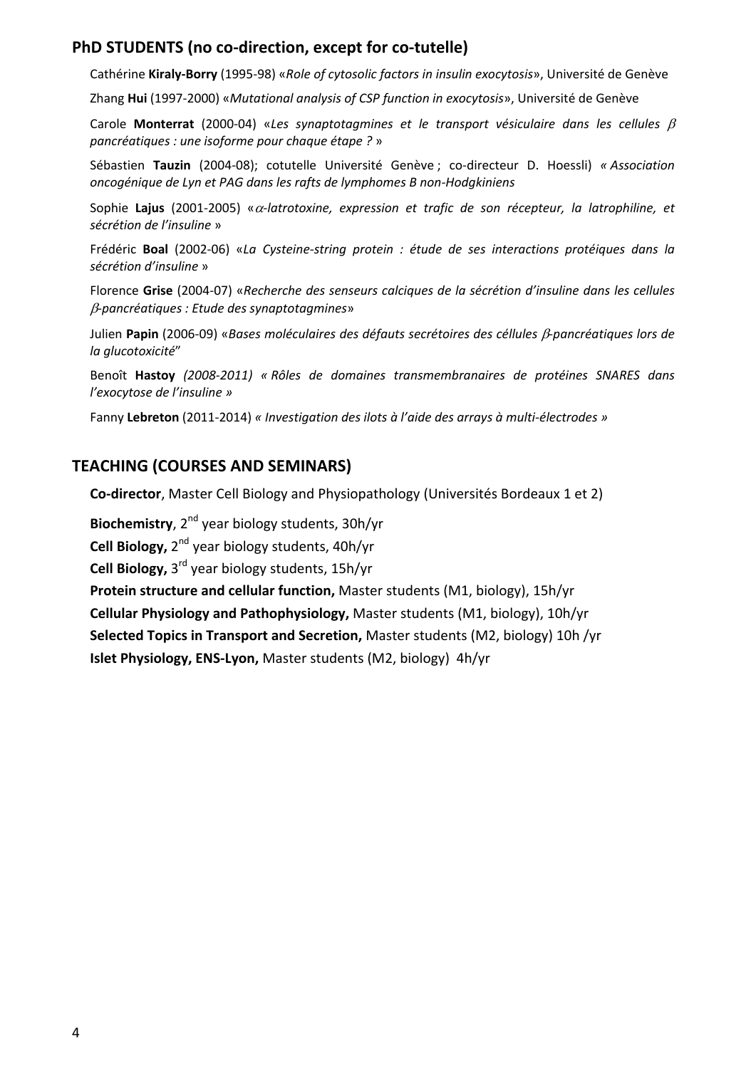## PhD STUDENTS (no co-direction, except for co-tutelle)

Cathérine **Kiraly-Borry** (1995-98) «*Role of cytosolic factors in insulin exocytosis*», Université de Genève

Zhang **Hui** (1997-2000) «*Mutational analysis of CSP function in exocytosis*», Université de Genève

Carole **Monterrat** (2000-04) «*Les synaptotagmines et le transport vésiculaire dans les cellules $\beta$ pancréatiques : une isoforme pour chaque étape ?* »

Sébastien **Tauzin** (2004-08); cotutelle Université Genève ; co-directeur D. Hoessli) *« Association oncogénique de Lyn et PAG dans les rafts de lymphomes B non-Hodgkiniens*

Sophie **Lajus** (2001-2005) «*$\alpha$-latrotoxine, expression et trafic de son récepteur, la latrophiline, et sécrétion de l'insuline* »

Frédéric **Boal** (2002-06) «*La Cysteine-string protein : étude de ses interactions protéiques dans la sécrétion d'insuline* »

Florence **Grise** (2004-07) «*Recherche des senseurs calciques de la sécrétion d'insuline dans les cellules $\beta$-pancréatiques : Etude des synaptotagmines*»

Julien **Papin** (2006-09) «*Bases moléculaires des défauts secrétoires des céllules $\beta$-pancréatiques lors de la glucotoxicité*"

Benoît **Hastoy** *(2008-2011) « Rôles de domaines transmembranaires de protéines SNARES dans l'exocytose de l'insuline »*

Fanny **Lebreton** (2011-2014) *« Investigation des ilots à l'aide des arrays à multi-électrodes »*

## TEACHING (COURSES AND SEMINARS)

**Co-director**, Master Cell Biology and Physiopathology (Universités Bordeaux 1 et 2)

**Biochemistry**, 2nd year biology students, 30h/yr

**Cell Biology,** 2nd year biology students, 40h/yr

**Cell Biology,** 3rd year biology students, 15h/yr

**Protein structure and cellular function,** Master students (M1, biology), 15h/yr

**Cellular Physiology and Pathophysiology,** Master students (M1, biology), 10h/yr

**Selected Topics in Transport and Secretion,** Master students (M2, biology) 10h /yr

**Islet Physiology, ENS-Lyon,** Master students (M2, biology) 4h/yr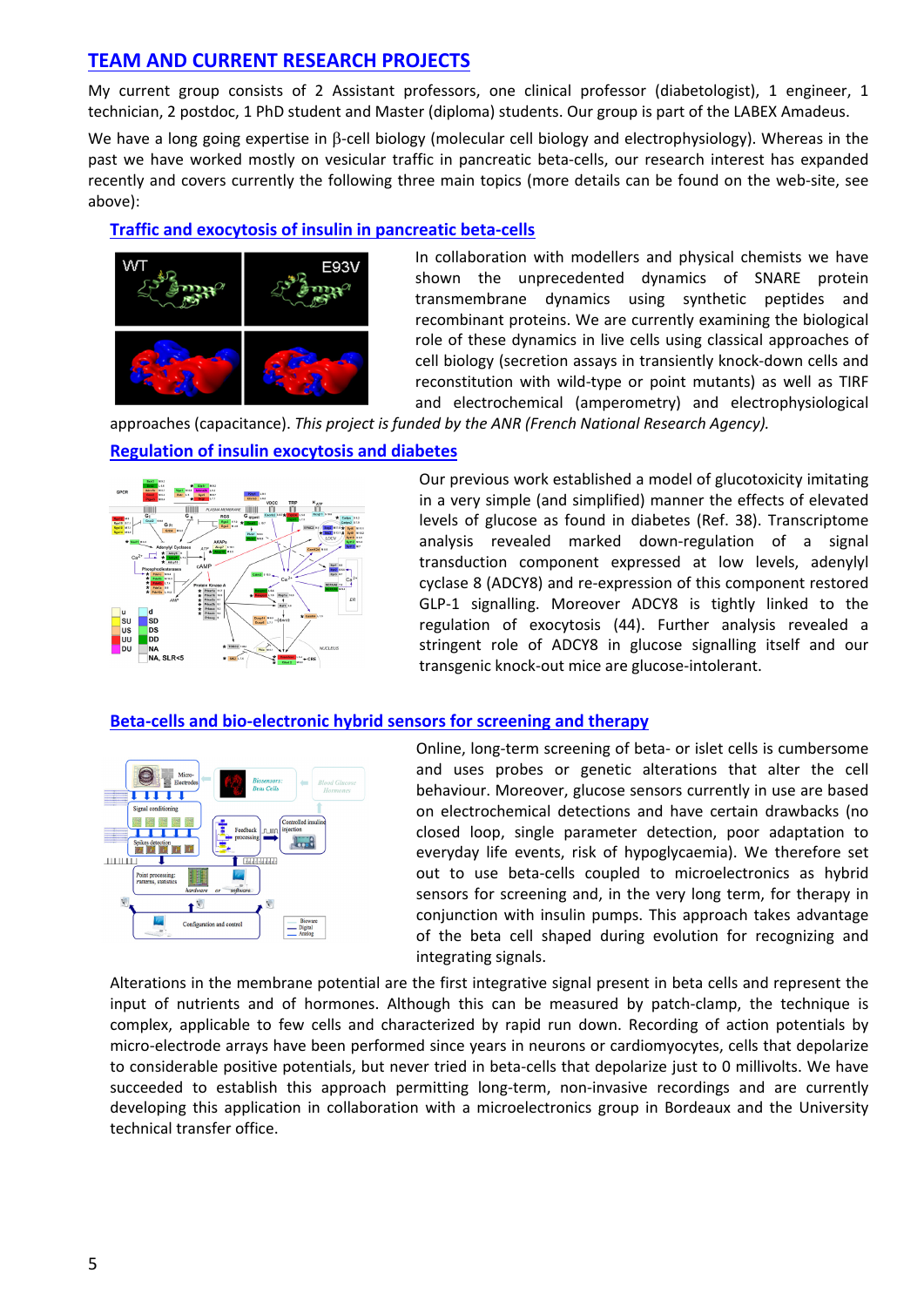## TEAM AND CURRENT RESEARCH PROJECTS

My current group consists of 2 Assistant professors, one clinical professor (diabetologist), 1 engineer, 1 technician, 2 postdoc, 1 PhD student and Master (diploma) students. Our group is part of the LABEX Amadeus.

We have a long going expertise in β-cell biology (molecular cell biology and electrophysiology). Whereas in the past we have worked mostly on vesicular traffic in pancreatic beta-cells, our research interest has expanded recently and covers currently the following three main topics (more details can be found on the web-site, see above):

### Traffic and exocytosis of insulin in pancreatic beta-cells

In collaboration with modellers and physical chemists we have shown the unprecedented dynamics of SNARE protein transmembrane dynamics using synthetic peptides and recombinant proteins. We are currently examining the biological role of these dynamics in live cells using classical approaches of cell biology (secretion assays in transiently knock-down cells and reconstitution with wild-type or point mutants) as well as TIRF and electrochemical (amperometry) and electrophysiological approaches (capacitance). *This project is funded by the ANR (French National Research Agency).*

### Regulation of insulin exocytosis and diabetes

Our previous work established a model of glucotoxicity imitating in a very simple (and simplified) manner the effects of elevated levels of glucose as found in diabetes (Ref. 38). Transcriptome analysis revealed marked down-regulation of a signal transduction component expressed at low levels, adenylyl cyclase 8 (ADCY8) and re-expression of this component restored GLP-1 signalling. Moreover ADCY8 is tightly linked to the regulation of exocytosis (44). Further analysis revealed a stringent role of ADCY8 in glucose signalling itself and our transgenic knock-out mice are glucose-intolerant.

### Beta-cells and bio-electronic hybrid sensors for screening and therapy

Online, long-term screening of beta- or islet cells is cumbersome and uses probes or genetic alterations that alter the cell behaviour. Moreover, glucose sensors currently in use are based on electrochemical detections and have certain drawbacks (no closed loop, single parameter detection, poor adaptation to everyday life events, risk of hypoglycaemia). We therefore set out to use beta-cells coupled to microelectronics as hybrid sensors for screening and, in the very long term, for therapy in conjunction with insulin pumps. This approach takes advantage of the beta cell shaped during evolution for recognizing and integrating signals.

Alterations in the membrane potential are the first integrative signal present in beta cells and represent the input of nutrients and of hormones. Although this can be measured by patch-clamp, the technique is complex, applicable to few cells and characterized by rapid run down. Recording of action potentials by micro-electrode arrays have been performed since years in neurons or cardiomyocytes, cells that depolarize to considerable positive potentials, but never tried in beta-cells that depolarize just to 0 millivolts. We have succeeded to establish this approach permitting long-term, non-invasive recordings and are currently developing this application in collaboration with a microelectronics group in Bordeaux and the University technical transfer office.